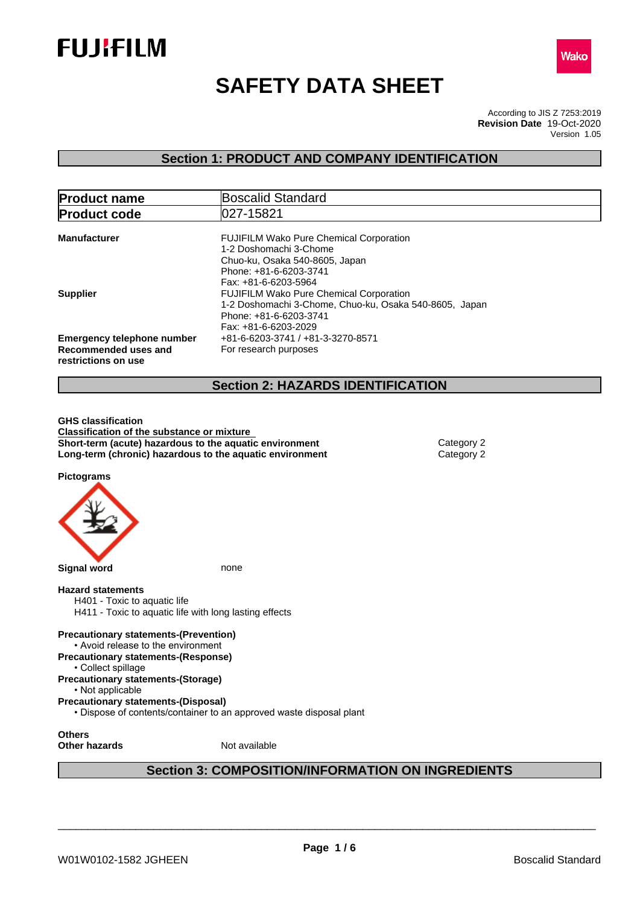FUJIFILM

Wako

# SAFETY DATA SHEET

According to JIS Z 7253:2019
**Revision Date** 19-Oct-2020
Version 1.05

## Section 1: PRODUCT AND COMPANY IDENTIFICATION

| | |
|---|---|
| **Product name** | Boscalid Standard |
| **Product code** | 027-15821 |

**Manufacturer**
FUJIFILM Wako Pure Chemical Corporation
1-2 Doshomachi 3-Chome
Chuo-ku, Osaka 540-8605, Japan
Phone: +81-6-6203-3741
Fax: +81-6-6203-5964

**Supplier**
FUJIFILM Wako Pure Chemical Corporation
1-2 Doshomachi 3-Chome, Chuo-ku, Osaka 540-8605, Japan
Phone: +81-6-6203-3741
Fax: +81-6-6203-2029

**Emergency telephone number** +81-6-6203-3741 / +81-3-3270-8571

**Recommended uses and restrictions on use** For research purposes

## Section 2: HAZARDS IDENTIFICATION

**GHS classification**

**Classification of the substance or mixture**

| | |
|---|---|
| **Short-term (acute) hazardous to the aquatic environment** | Category 2 |
| **Long-term (chronic) hazardous to the aquatic environment** | Category 2 |

**Pictograms**

**Signal word** none

**Hazard statements**

H401 - Toxic to aquatic life
H411 - Toxic to aquatic life with long lasting effects

**Precautionary statements-(Prevention)**
- Avoid release to the environment

**Precautionary statements-(Response)**
- Collect spillage

**Precautionary statements-(Storage)**
- Not applicable

**Precautionary statements-(Disposal)**
- Dispose of contents/container to an approved waste disposal plant

**Others**

**Other hazards** Not available

## Section 3: COMPOSITION/INFORMATION ON INGREDIENTS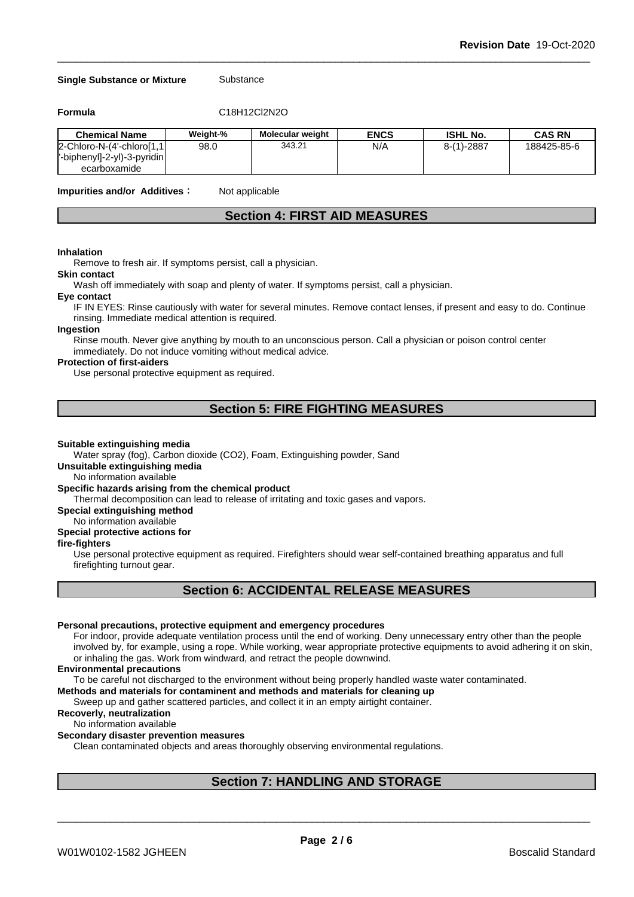**Single Substance or Mixture** Substance

**Formula** $C_{18}H_{12}Cl_2N_2O$

| Chemical Name | Weight-% | Molecular weight | ENCS | ISHL No. | CAS RN |
|---|---|---|---|---|---|
| 2-Chloro-N-(4'-chloro[1,1'-biphenyl]-2-yl)-3-pyridinecarboxamide | 98.0 | 343.21 | N/A | 8-(1)-2887 | 188425-85-6 |

**Impurities and/or Additives**： Not applicable

## Section 4: FIRST AID MEASURES

**Inhalation**
Remove to fresh air. If symptoms persist, call a physician.

**Skin contact**
Wash off immediately with soap and plenty of water. If symptoms persist, call a physician.

**Eye contact**
IF IN EYES: Rinse cautiously with water for several minutes. Remove contact lenses, if present and easy to do. Continue rinsing. Immediate medical attention is required.

**Ingestion**
Rinse mouth. Never give anything by mouth to an unconscious person. Call a physician or poison control center immediately. Do not induce vomiting without medical advice.

**Protection of first-aiders**
Use personal protective equipment as required.

## Section 5: FIRE FIGHTING MEASURES

**Suitable extinguishing media**
Water spray (fog), Carbon dioxide ($CO_2$), Foam, Extinguishing powder, Sand

**Unsuitable extinguishing media**
No information available

**Specific hazards arising from the chemical product**
Thermal decomposition can lead to release of irritating and toxic gases and vapors.

**Special extinguishing method**
No information available

**Special protective actions for fire-fighters**
Use personal protective equipment as required. Firefighters should wear self-contained breathing apparatus and full firefighting turnout gear.

## Section 6: ACCIDENTAL RELEASE MEASURES

**Personal precautions, protective equipment and emergency procedures**
For indoor, provide adequate ventilation process until the end of working. Deny unnecessary entry other than the people involved by, for example, using a rope. While working, wear appropriate protective equipments to avoid adhering it on skin, or inhaling the gas. Work from windward, and retract the people downwind.

**Environmental precautions**
To be careful not discharged to the environment without being properly handled waste water contaminated.

**Methods and materials for contaminent and methods and materials for cleaning up**
Sweep up and gather scattered particles, and collect it in an empty airtight container.

**Recoverly, neutralization**
No information available

**Secondary disaster prevention measures**
Clean contaminated objects and areas thoroughly observing environmental regulations.

## Section 7: HANDLING AND STORAGE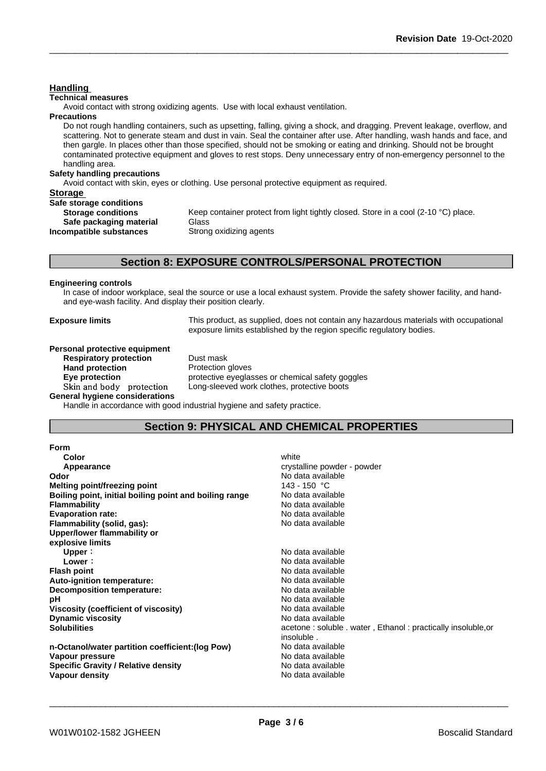### Handling

**Technical measures**

Avoid contact with strong oxidizing agents. Use with local exhaust ventilation.

**Precautions**

Do not rough handling containers, such as upsetting, falling, giving a shock, and dragging. Prevent leakage, overflow, and scattering. Not to generate steam and dust in vain. Seal the container after use. After handling, wash hands and face, and then gargle. In places other than those specified, should not be smoking or eating and drinking. Should not be brought contaminated protective equipment and gloves to rest stops. Deny unnecessary entry of non-emergency personnel to the handling area.

**Safety handling precautions**

Avoid contact with skin, eyes or clothing. Use personal protective equipment as required.

### Storage

**Safe storage conditions**

| | |
|---|---|
| **Storage conditions** | Keep container protect from light tightly closed. Store in a cool (2-10 °C) place. |
| **Safe packaging material** | Glass |
| **Incompatible substances** | Strong oxidizing agents |

## Section 8: EXPOSURE CONTROLS/PERSONAL PROTECTION

**Engineering controls**

In case of indoor workplace, seal the source or use a local exhaust system. Provide the safety shower facility, and hand- and eye-wash facility. And display their position clearly.

**Exposure limits** This product, as supplied, does not contain any hazardous materials with occupational exposure limits established by the region specific regulatory bodies.

**Personal protective equipment**

| | |
|---|---|
| **Respiratory protection** | Dust mask |
| **Hand protection** | Protection gloves |
| **Eye protection** | protective eyeglasses or chemical safety goggles |
| Skin and body protection | Long-sleeved work clothes, protective boots |

**General hygiene considerations**

Handle in accordance with good industrial hygiene and safety practice.

## Section 9: PHYSICAL AND CHEMICAL PROPERTIES

**Form**

| | |
|---|---|
| **Color** | white |
| **Appearance** | crystalline powder - powder |
| **Odor** | No data available |
| **Melting point/freezing point** | 143 - 150 °C |
| **Boiling point, initial boiling point and boiling range** | No data available |
| **Flammability** | No data available |
| **Evaporation rate:** | No data available |
| **Flammability (solid, gas):** | No data available |
| **Upper/lower flammability or explosive limits** | |
| **Upper**： | No data available |
| **Lower**： | No data available |
| **Flash point** | No data available |
| **Auto-ignition temperature:** | No data available |
| **Decomposition temperature:** | No data available |
| **pH** | No data available |
| **Viscosity (coefficient of viscosity)** | No data available |
| **Dynamic viscosity** | No data available |
| **Solubilities** | acetone : soluble . water , Ethanol : practically insoluble,or insoluble . |
| **n-Octanol/water partition coefficient:(log Pow)** | No data available |
| **Vapour pressure** | No data available |
| **Specific Gravity / Relative density** | No data available |
| **Vapour density** | No data available |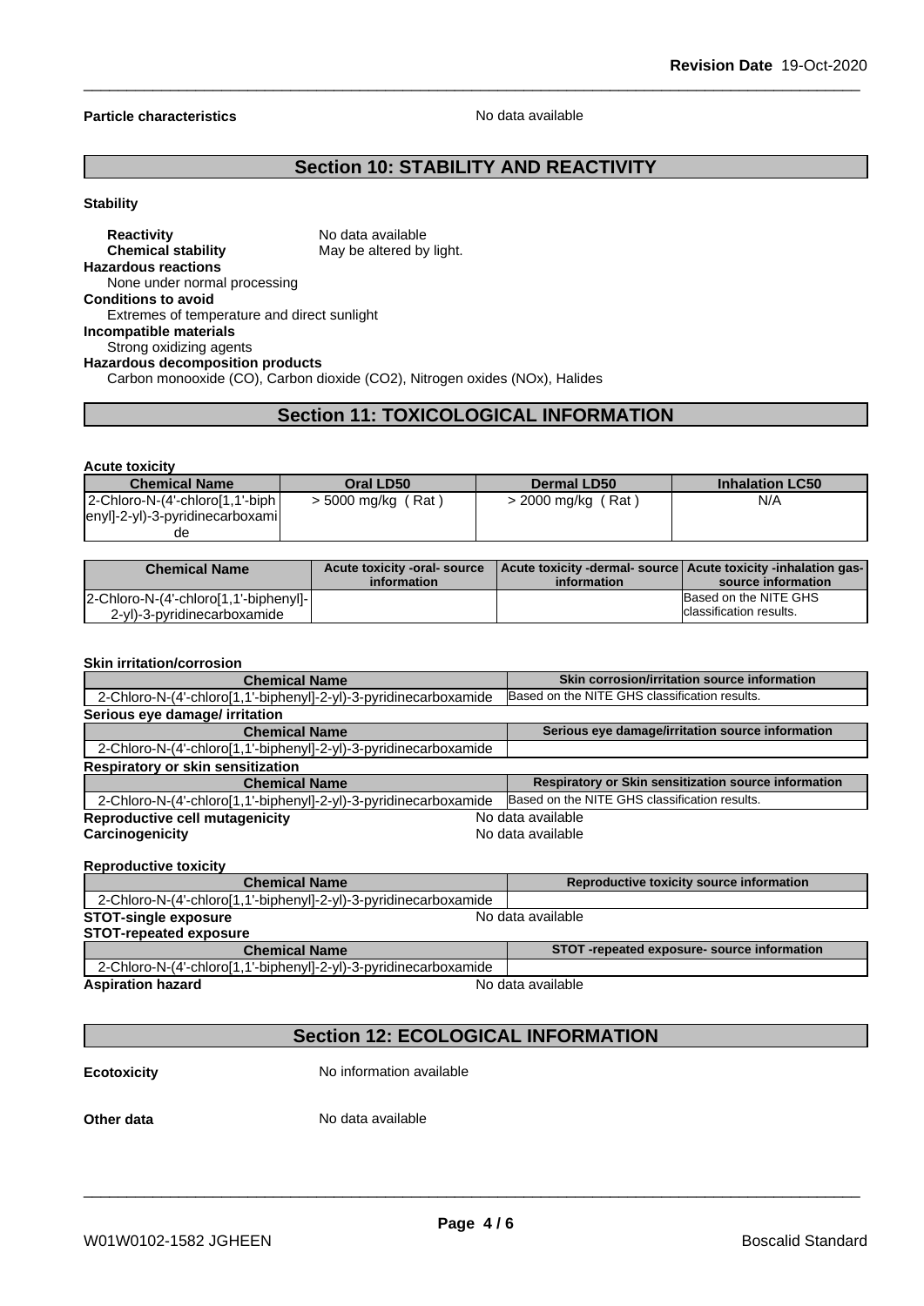**Particle characteristics** No data available

## Section 10: STABILITY AND REACTIVITY

**Stability**

**Reactivity** No data available
**Chemical stability** May be altered by light.

**Hazardous reactions**
None under normal processing

**Conditions to avoid**
Extremes of temperature and direct sunlight

**Incompatible materials**
Strong oxidizing agents

**Hazardous decomposition products**
Carbon monooxide (CO), Carbon dioxide (CO2), Nitrogen oxides (NOx), Halides

## Section 11: TOXICOLOGICAL INFORMATION

**Acute toxicity**

| Chemical Name | Oral LD50 | Dermal LD50 | Inhalation LC50 |
|---|---|---|---|
| 2-Chloro-N-(4'-chloro[1,1'-biphenyl]-2-yl)-3-pyridinecarboxamide | > 5000 mg/kg ( Rat ) | > 2000 mg/kg ( Rat ) | N/A |

| Chemical Name | Acute toxicity -oral- source information | Acute toxicity -dermal- source information | Acute toxicity -inhalation gas- source information |
|---|---|---|---|
| 2-Chloro-N-(4'-chloro[1,1'-biphenyl]-2-yl)-3-pyridinecarboxamide | | | Based on the NITE GHS classification results. |

**Skin irritation/corrosion**

| Chemical Name | Skin corrosion/irritation source information |
|---|---|
| 2-Chloro-N-(4'-chloro[1,1'-biphenyl]-2-yl)-3-pyridinecarboxamide | Based on the NITE GHS classification results. |

**Serious eye damage/ irritation**

| Chemical Name | Serious eye damage/irritation source information |
|---|---|
| 2-Chloro-N-(4'-chloro[1,1'-biphenyl]-2-yl)-3-pyridinecarboxamide | |

**Respiratory or skin sensitization**

| Chemical Name | Respiratory or Skin sensitization source information |
|---|---|
| 2-Chloro-N-(4'-chloro[1,1'-biphenyl]-2-yl)-3-pyridinecarboxamide | Based on the NITE GHS classification results. |

**Reproductive cell mutagenicity** No data available
**Carcinogenicity** No data available

**Reproductive toxicity**

| Chemical Name | Reproductive toxicity source information |
|---|---|
| 2-Chloro-N-(4'-chloro[1,1'-biphenyl]-2-yl)-3-pyridinecarboxamide | |

**STOT-single exposure** No data available

**STOT-repeated exposure**

| Chemical Name | STOT -repeated exposure- source information |
|---|---|
| 2-Chloro-N-(4'-chloro[1,1'-biphenyl]-2-yl)-3-pyridinecarboxamide | |

**Aspiration hazard** No data available

## Section 12: ECOLOGICAL INFORMATION

**Ecotoxicity** No information available

**Other data** No data available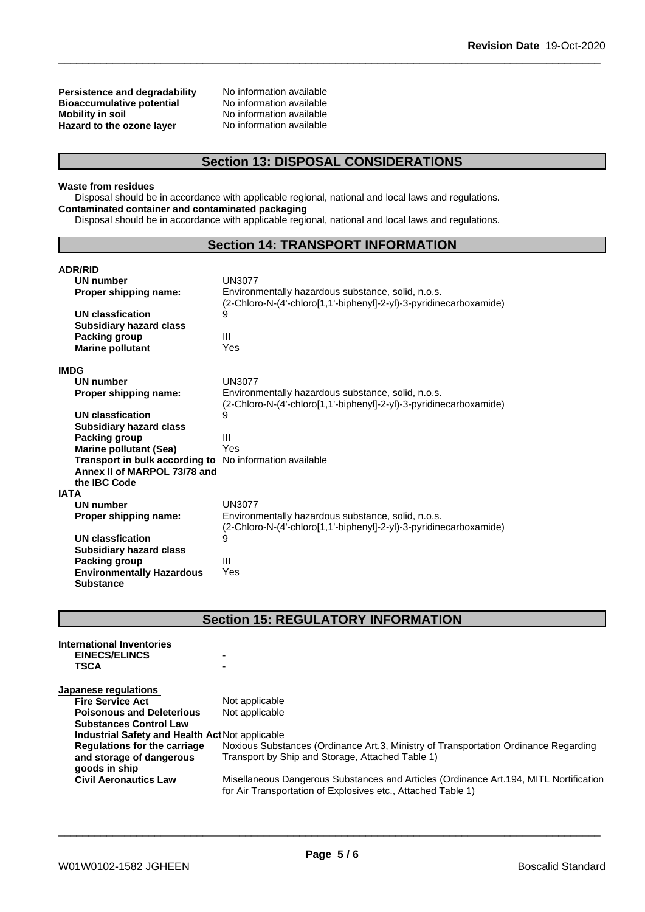| | |
|---|---|
| **Persistence and degradability** | No information available |
| **Bioaccumulative potential** | No information available |
| **Mobility in soil** | No information available |
| **Hazard to the ozone layer** | No information available |

## Section 13: DISPOSAL CONSIDERATIONS

**Waste from residues**

Disposal should be in accordance with applicable regional, national and local laws and regulations.

**Contaminated container and contaminated packaging**

Disposal should be in accordance with applicable regional, national and local laws and regulations.

## Section 14: TRANSPORT INFORMATION

**ADR/RID**

| | |
|---|---|
| **UN number** | UN3077 |
| **Proper shipping name:** | Environmentally hazardous substance, solid, n.o.s. (2-Chloro-N-(4'-chloro[1,1'-biphenyl]-2-yl)-3-pyridinecarboxamide) |
| **UN classfication** | 9 |
| **Subsidiary hazard class** | |
| **Packing group** | III |
| **Marine pollutant** | Yes |

**IMDG**

| | |
|---|---|
| **UN number** | UN3077 |
| **Proper shipping name:** | Environmentally hazardous substance, solid, n.o.s. (2-Chloro-N-(4'-chloro[1,1'-biphenyl]-2-yl)-3-pyridinecarboxamide) |
| **UN classfication** | 9 |
| **Subsidiary hazard class** | |
| **Packing group** | III |
| **Marine pollutant (Sea)** | Yes |
| **Transport in bulk according to Annex II of MARPOL 73/78 and the IBC Code** | No information available |

**IATA**

| | |
|---|---|
| **UN number** | UN3077 |
| **Proper shipping name:** | Environmentally hazardous substance, solid, n.o.s. (2-Chloro-N-(4'-chloro[1,1'-biphenyl]-2-yl)-3-pyridinecarboxamide) |
| **UN classfication** | 9 |
| **Subsidiary hazard class** | |
| **Packing group** | III |
| **Environmentally Hazardous Substance** | Yes |

## Section 15: REGULATORY INFORMATION

**International Inventories**

| | |
|---|---|
| **EINECS/ELINCS** | - |
| **TSCA** | - |

**Japanese regulations**

| | |
|---|---|
| **Fire Service Act** | Not applicable |
| **Poisonous and Deleterious Substances Control Law** | Not applicable |
| **Industrial Safety and Health Act** | Not applicable |
| **Regulations for the carriage and storage of dangerous goods in ship** | Noxious Substances (Ordinance Art.3, Ministry of Transportation Ordinance Regarding Transport by Ship and Storage, Attached Table 1) |
| **Civil Aeronautics Law** | Misellaneous Dangerous Substances and Articles (Ordinance Art.194, MITL Nortification for Air Transportation of Explosives etc., Attached Table 1) |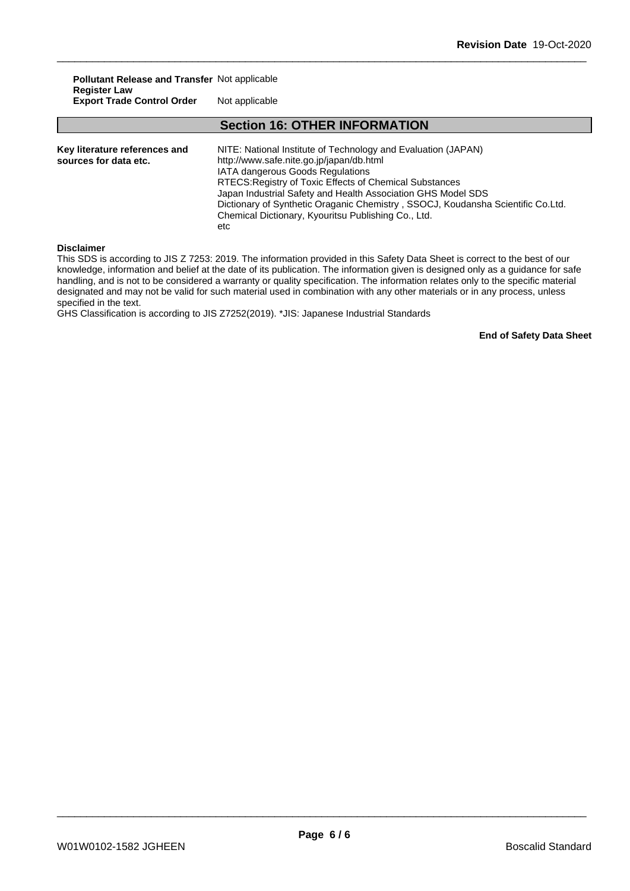**Pollutant Release and Transfer Register Law** Not applicable

**Export Trade Control Order** Not applicable

## Section 16: OTHER INFORMATION

**Key literature references and sources for data etc.**

NITE: National Institute of Technology and Evaluation (JAPAN)
http://www.safe.nite.go.jp/japan/db.html
IATA dangerous Goods Regulations
RTECS:Registry of Toxic Effects of Chemical Substances
Japan Industrial Safety and Health Association GHS Model SDS
Dictionary of Synthetic Oraganic Chemistry , SSOCJ, Koudansha Scientific Co.Ltd.
Chemical Dictionary, Kyouritsu Publishing Co., Ltd.
etc

**Disclaimer**

This SDS is according to JIS Z 7253: 2019. The information provided in this Safety Data Sheet is correct to the best of our knowledge, information and belief at the date of its publication. The information given is designed only as a guidance for safe handling, and is not to be considered a warranty or quality specification. The information relates only to the specific material designated and may not be valid for such material used in combination with any other materials or in any process, unless specified in the text.

GHS Classification is according to JIS Z7252(2019). *JIS: Japanese Industrial Standards

**End of Safety Data Sheet**